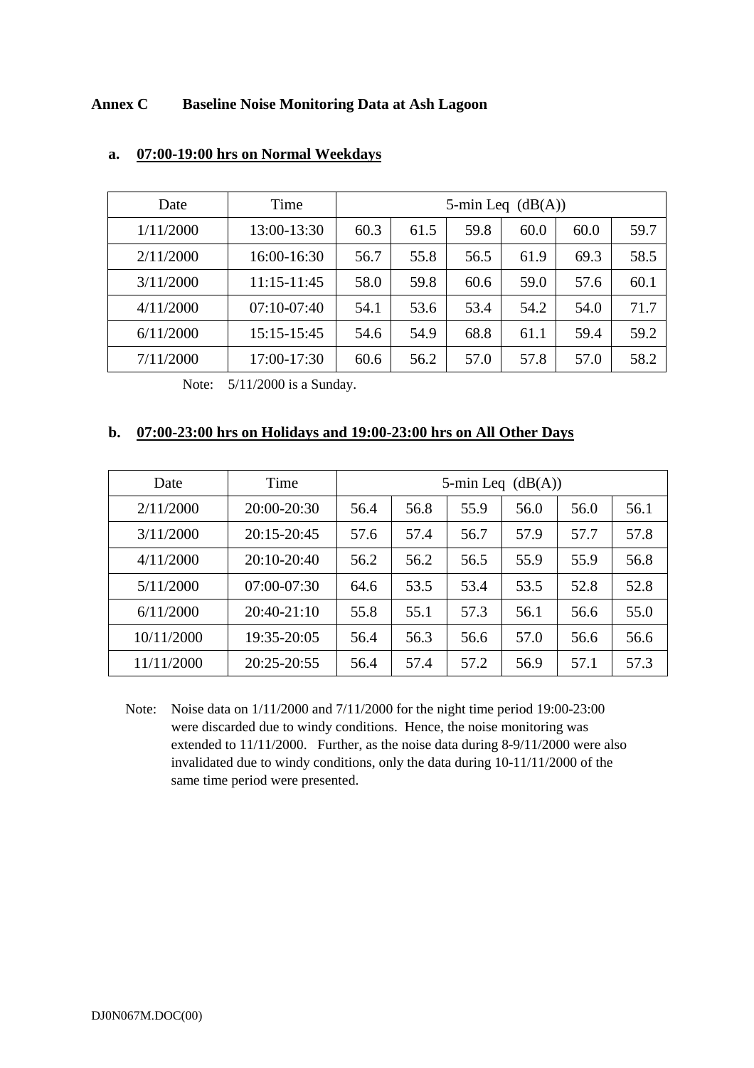## Annex C Baseline Noise Monitoring Data at Ash Lagoon

### a. 07:00-19:00 hrs on Normal Weekdays

| Date | Time | 5-min Leq (dB(A)) | | | | | |
|---|---|---|---|---|---|---|---|
| 1/11/2000 | 13:00-13:30 | 60.3 | 61.5 | 59.8 | 60.0 | 60.0 | 59.7 |
| 2/11/2000 | 16:00-16:30 | 56.7 | 55.8 | 56.5 | 61.9 | 69.3 | 58.5 |
| 3/11/2000 | 11:15-11:45 | 58.0 | 59.8 | 60.6 | 59.0 | 57.6 | 60.1 |
| 4/11/2000 | 07:10-07:40 | 54.1 | 53.6 | 53.4 | 54.2 | 54.0 | 71.7 |
| 6/11/2000 | 15:15-15:45 | 54.6 | 54.9 | 68.8 | 61.1 | 59.4 | 59.2 |
| 7/11/2000 | 17:00-17:30 | 60.6 | 56.2 | 57.0 | 57.8 | 57.0 | 58.2 |

Note: 5/11/2000 is a Sunday.

### b. 07:00-23:00 hrs on Holidays and 19:00-23:00 hrs on All Other Days

| Date | Time | 5-min Leq (dB(A)) | | | | | |
|---|---|---|---|---|---|---|---|
| 2/11/2000 | 20:00-20:30 | 56.4 | 56.8 | 55.9 | 56.0 | 56.0 | 56.1 |
| 3/11/2000 | 20:15-20:45 | 57.6 | 57.4 | 56.7 | 57.9 | 57.7 | 57.8 |
| 4/11/2000 | 20:10-20:40 | 56.2 | 56.2 | 56.5 | 55.9 | 55.9 | 56.8 |
| 5/11/2000 | 07:00-07:30 | 64.6 | 53.5 | 53.4 | 53.5 | 52.8 | 52.8 |
| 6/11/2000 | 20:40-21:10 | 55.8 | 55.1 | 57.3 | 56.1 | 56.6 | 55.0 |
| 10/11/2000 | 19:35-20:05 | 56.4 | 56.3 | 56.6 | 57.0 | 56.6 | 56.6 |
| 11/11/2000 | 20:25-20:55 | 56.4 | 57.4 | 57.2 | 56.9 | 57.1 | 57.3 |

Note: Noise data on 1/11/2000 and 7/11/2000 for the night time period 19:00-23:00 were discarded due to windy conditions. Hence, the noise monitoring was extended to 11/11/2000. Further, as the noise data during 8-9/11/2000 were also invalidated due to windy conditions, only the data during 10-11/11/2000 of the same time period were presented.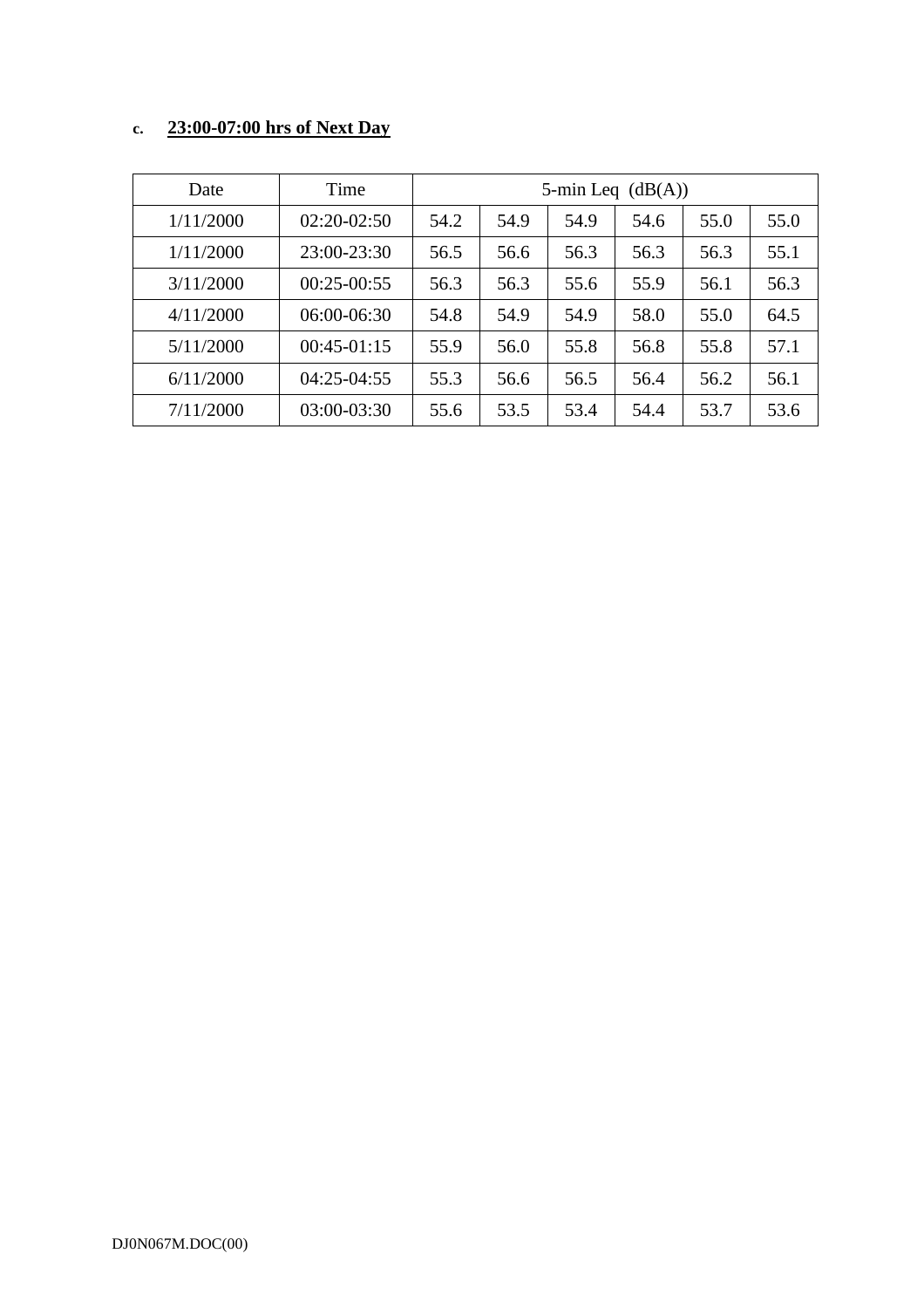**c. <u>23:00-07:00 hrs of Next Day</u>**

| Date | Time | 5-min Leq (dB(A)) | | | | | |
|---|---|---|---|---|---|---|---|
| 1/11/2000 | 02:20-02:50 | 54.2 | 54.9 | 54.9 | 54.6 | 55.0 | 55.0 |
| 1/11/2000 | 23:00-23:30 | 56.5 | 56.6 | 56.3 | 56.3 | 56.3 | 55.1 |
| 3/11/2000 | 00:25-00:55 | 56.3 | 56.3 | 55.6 | 55.9 | 56.1 | 56.3 |
| 4/11/2000 | 06:00-06:30 | 54.8 | 54.9 | 54.9 | 58.0 | 55.0 | 64.5 |
| 5/11/2000 | 00:45-01:15 | 55.9 | 56.0 | 55.8 | 56.8 | 55.8 | 57.1 |
| 6/11/2000 | 04:25-04:55 | 55.3 | 56.6 | 56.5 | 56.4 | 56.2 | 56.1 |
| 7/11/2000 | 03:00-03:30 | 55.6 | 53.5 | 53.4 | 54.4 | 53.7 | 53.6 |